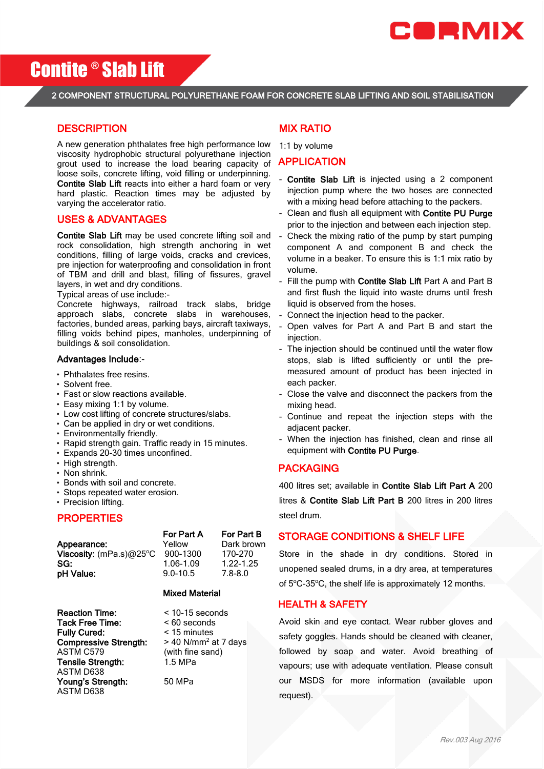CORMIX

# Contite ® Slab Lift

**2 COMPONENT STRUCTURAL POLYURETHANE FOAM FOR CONCRETE SLAB LIFTING AND SOIL STABILISATION**

## DESCRIPTION

A new generation phthalates free high performance low viscosity hydrophobic structural polyurethane injection grout used to increase the load bearing capacity of loose soils, concrete lifting, void filling or underpinning. **Contite Slab Lift** reacts into either a hard foam or very hard plastic. Reaction times may be adjusted by varying the accelerator ratio.

## USES & ADVANTAGES

**Contite Slab Lift** may be used concrete lifting soil and rock consolidation, high strength anchoring in wet conditions, filling of large voids, cracks and crevices, pre injection for waterproofing and consolidation in front of TBM and drill and blast, filling of fissures, gravel layers, in wet and dry conditions.

Typical areas of use include:-

Concrete highways, railroad track slabs, bridge approach slabs, concrete slabs in warehouses, factories, bunded areas, parking bays, aircraft taxiways, filling voids behind pipes, manholes, underpinning of buildings & soil consolidation.

**Advantages Include**:-

- Phthalates free resins.
- Solvent free.
- Fast or slow reactions available.
- Easy mixing 1:1 by volume.
- Low cost lifting of concrete structures/slabs.
- Can be applied in dry or wet conditions.
- Environmentally friendly.
- Rapid strength gain. Traffic ready in 15 minutes.
- Expands 20-30 times unconfined.
- High strength.
- Non shrink.
- Bonds with soil and concrete.
- Stops repeated water erosion.
- Precision lifting.

## PROPERTIES

| | For Part A | For Part B |
|---|---|---|
| **Appearance:** | Yellow | Dark brown |
| **Viscosity:** (mPa.s)@25°C | 900-1300 | 170-270 |
| **SG:** | 1.06-1.09 | 1.22-1.25 |
| **pH Value:** | 9.0-10.5 | 7.8-8.0 |

| | Mixed Material |
|---|---|
| **Reaction Time:** | < 10-15 seconds |
| **Tack Free Time:** | < 60 seconds |
| **Fully Cured:** | < 15 minutes |
| **Compressive Strength:** ASTM C579 | > 40 N/mm² at 7 days (with fine sand) |
| **Tensile Strength:** ASTM D638 | 1.5 MPa |
| **Young's Strength:** ASTM D638 | 50 MPa |

## MIX RATIO

1:1 by volume

## APPLICATION

- **Contite Slab Lift** is injected using a 2 component injection pump where the two hoses are connected with a mixing head before attaching to the packers.
- Clean and flush all equipment with **Contite PU Purge** prior to the injection and between each injection step.
- Check the mixing ratio of the pump by start pumping component A and component B and check the volume in a beaker. To ensure this is 1:1 mix ratio by volume.
- Fill the pump with **Contite Slab Lift** Part A and Part B and first flush the liquid into waste drums until fresh liquid is observed from the hoses.
- Connect the injection head to the packer.
- Open valves for Part A and Part B and start the injection.
- The injection should be continued until the water flow stops, slab is lifted sufficiently or until the pre-measured amount of product has been injected in each packer.
- Close the valve and disconnect the packers from the mixing head.
- Continue and repeat the injection steps with the adjacent packer.
- When the injection has finished, clean and rinse all equipment with **Contite PU Purge**.

## PACKAGING

400 litres set; available in **Contite Slab Lift Part A** 200 litres & **Contite Slab Lift Part B** 200 litres in 200 litres steel drum.

## STORAGE CONDITIONS & SHELF LIFE

Store in the shade in dry conditions. Stored in unopened sealed drums, in a dry area, at temperatures of 5°C-35°C, the shelf life is approximately 12 months.

## HEALTH & SAFETY

Avoid skin and eye contact. Wear rubber gloves and safety goggles. Hands should be cleaned with cleaner, followed by soap and water. Avoid breathing of vapours; use with adequate ventilation. Please consult our MSDS for more information (available upon request).

*Rev.003 Aug 2016*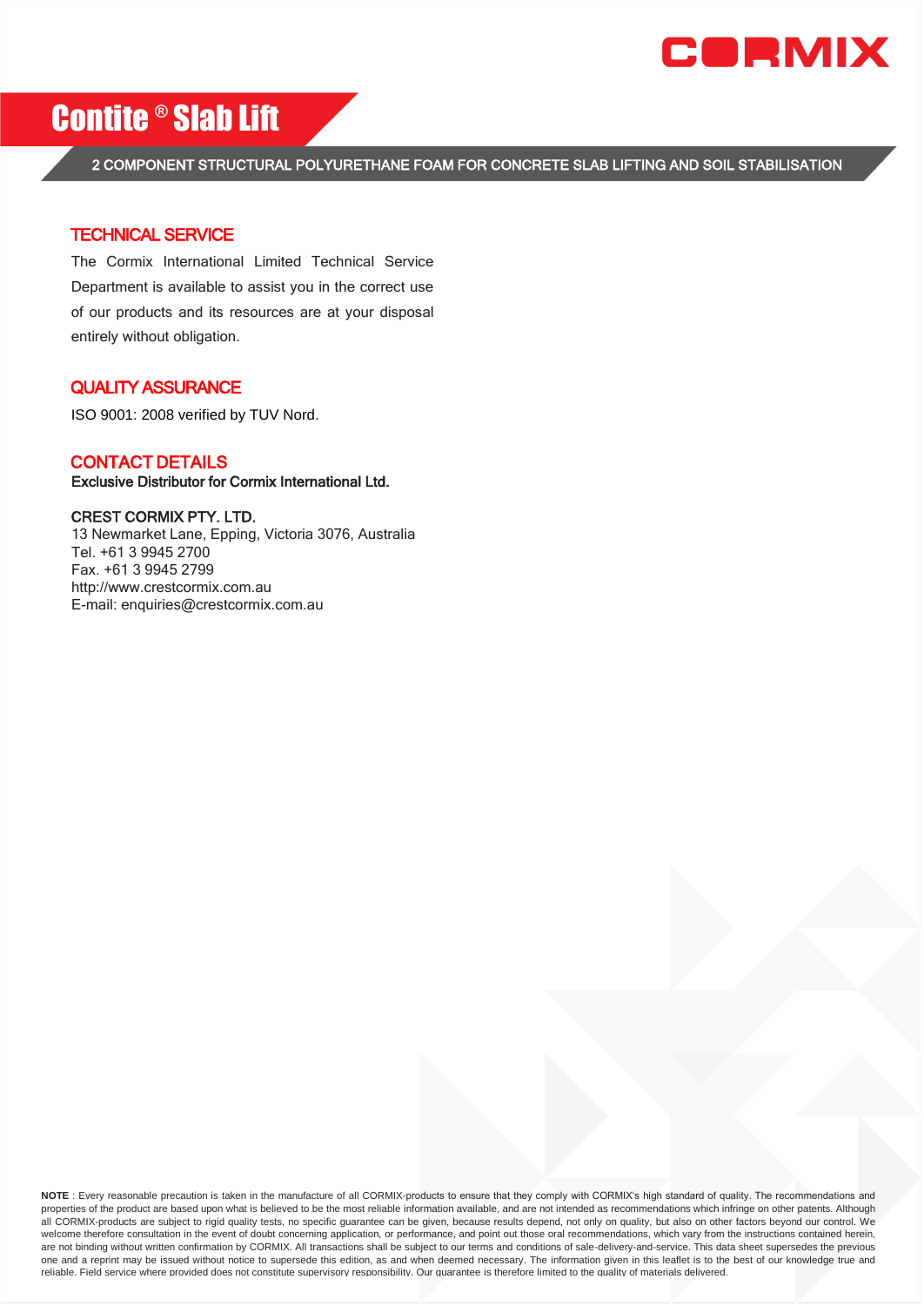# Contite ® Slab Lift

2 COMPONENT STRUCTURAL POLYURETHANE FOAM FOR CONCRETE SLAB LIFTING AND SOIL STABILISATION

## TECHNICAL SERVICE

The Cormix International Limited Technical Service Department is available to assist you in the correct use of our products and its resources are at your disposal entirely without obligation.

## QUALITY ASSURANCE

ISO 9001: 2008 verified by TUV Nord.

## CONTACT DETAILS

**Exclusive Distributor for Cormix International Ltd.**

CREST CORMIX PTY. LTD.
13 Newmarket Lane, Epping, Victoria 3076, Australia
Tel. +61 3 9945 2700
Fax. +61 3 9945 2799
http://www.crestcormix.com.au
E-mail: enquiries@crestcormix.com.au

**NOTE** : Every reasonable precaution is taken in the manufacture of all CORMIX-products to ensure that they comply with CORMIX's high standard of quality. The recommendations and properties of the product are based upon what is believed to be the most reliable information available, and are not intended as recommendations which infringe on other patents. Although all CORMIX-products are subject to rigid quality tests, no specific guarantee can be given, because results depend, not only on quality, but also on other factors beyond our control. We welcome therefore consultation in the event of doubt concerning application, or performance, and point out those oral recommendations, which vary from the instructions contained herein, are not binding without written confirmation by CORMIX. All transactions shall be subject to our terms and conditions of sale-delivery-and-service. This data sheet supersedes the previous one and a reprint may be issued without notice to supersede this edition, as and when deemed necessary. The information given in this leaflet is to the best of our knowledge true and reliable. Field service where provided does not constitute supervisory responsibility. Our guarantee is therefore limited to the quality of materials delivered.